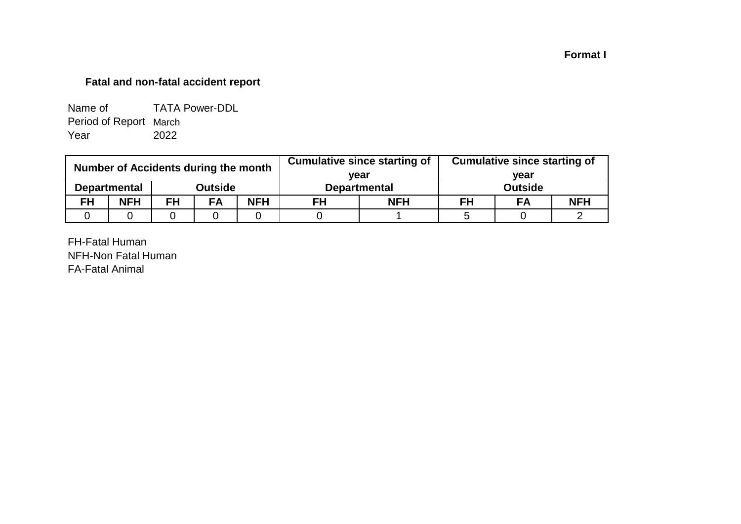**Format I**

**Fatal and non-fatal accident report**

Name of TATA Power-DDL
Period of Report March
Year 2022

| Number of Accidents during the month | | | | | Cumulative since starting of year | | Cumulative since starting of year | | |
|---|---|---|---|---|---|---|---|---|---|
| Departmental | | Outside | | | Departmental | | Outside | | |
| FH | NFH | FH | FA | NFH | FH | NFH | FH | FA | NFH |
| 0 | 0 | 0 | 0 | 0 | 0 | 1 | 5 | 0 | 2 |

FH-Fatal Human
NFH-Non Fatal Human
FA-Fatal Animal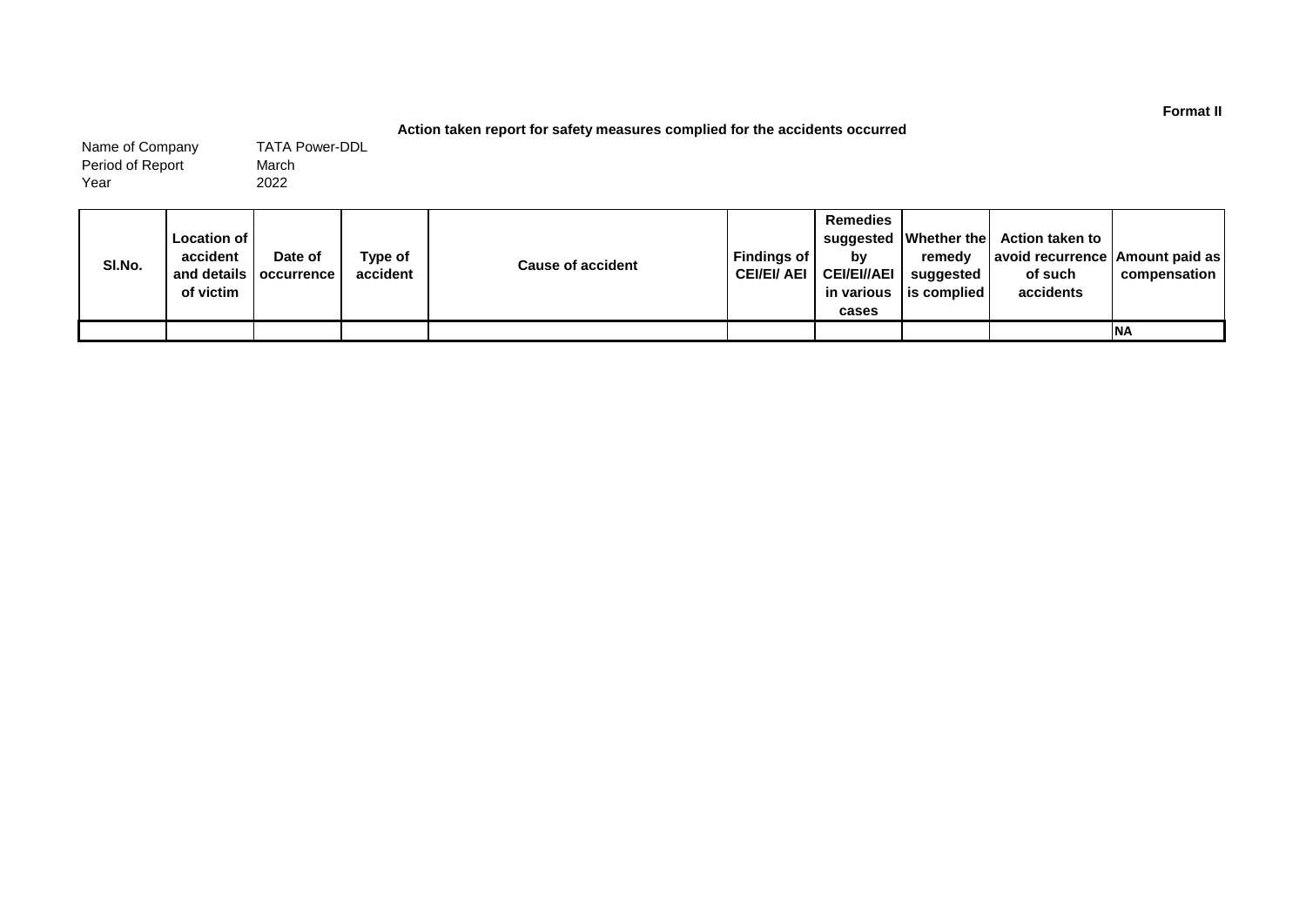**Format II**

**Action taken report for safety measures complied for the accidents occurred**

Name of Company TATA Power-DDL
Period of Report March
Year 2022

| Sl.No. | Location of accident and details of victim | Date of occurrence | Type of accident | Cause of accident | Findings of CEI/EI/ AEI | Remedies suggested by CEI/EI//AEI in various cases | Whether the remedy suggested is complied | Action taken to avoid recurrence of such accidents | Amount paid as compensation |
|---|---|---|---|---|---|---|---|---|---|
| | | | | | | | | | NA |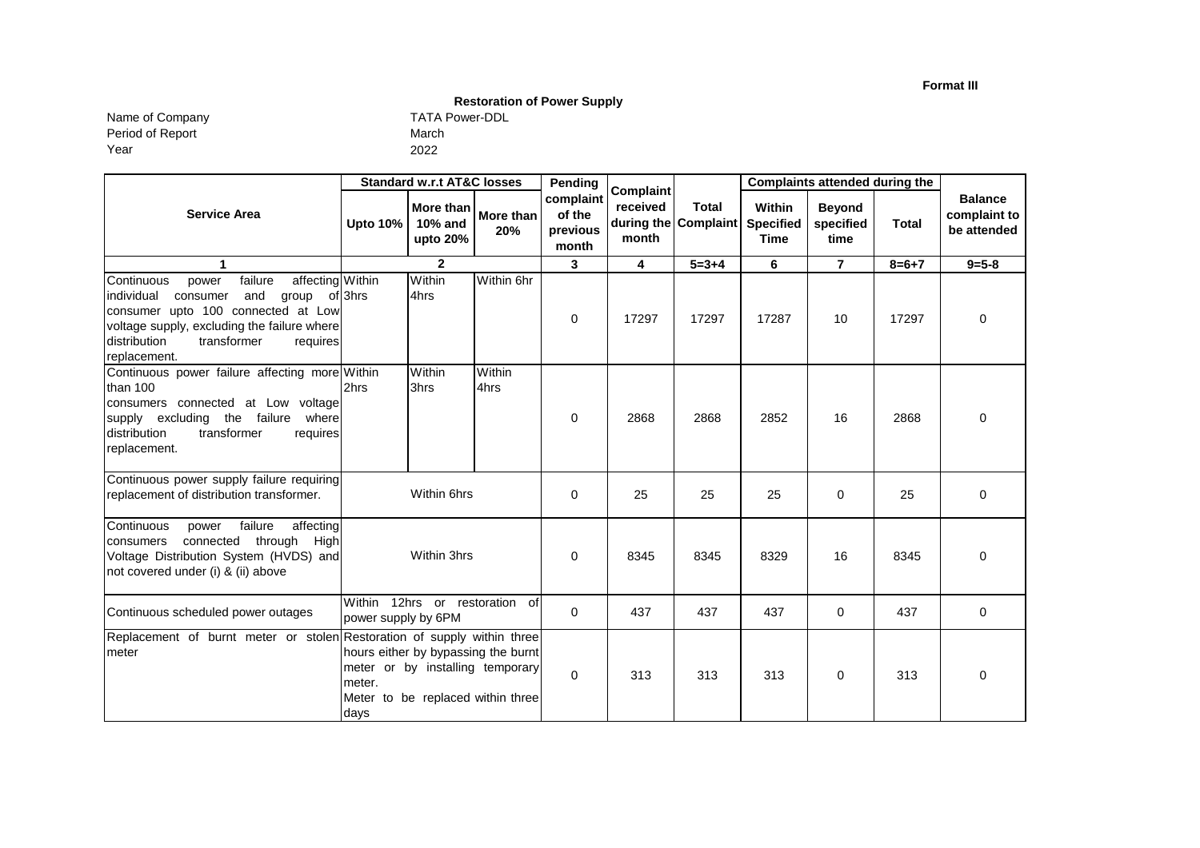**Format III**

**Restoration of Power Supply**

Name of Company: TATA Power-DDL
Period of Report: March
Year: 2022

| Service Area | Standard w.r.t AT&C losses | | | Pending complaint of the previous month | Complaint received during the month | Total Complaint | Complaints attended during the | | | Balance complaint to be attended |
|---|---|---|---|---|---|---|---|---|---|---|
| | Upto 10% | More than 10% and upto 20% | More than 20% | | | | Within Specified Time | Beyond specified time | Total | |
| 1 | 2 | | | 3 | 4 | 5=3+4 | 6 | 7 | 8=6+7 | 9=5-8 |
| Continuous power failure affecting individual consumer and group of consumer upto 100 connected at Low voltage supply, excluding the failure where distribution transformer requires replacement. | Within 3hrs | Within 4hrs | Within 6hr | 0 | 17297 | 17297 | 17287 | 10 | 17297 | 0 |
| Continuous power failure affecting more than 100 consumers connected at Low voltage supply excluding the failure where distribution transformer requires replacement. | Within 2hrs | Within 3hrs | Within 4hrs | 0 | 2868 | 2868 | 2852 | 16 | 2868 | 0 |
| Continuous power supply failure requiring replacement of distribution transformer. | Within 6hrs | | | 0 | 25 | 25 | 25 | 0 | 25 | 0 |
| Continuous power failure affecting consumers connected through High Voltage Distribution System (HVDS) and not covered under (i) & (ii) above | Within 3hrs | | | 0 | 8345 | 8345 | 8329 | 16 | 8345 | 0 |
| Continuous scheduled power outages | Within 12hrs or restoration of power supply by 6PM | | | 0 | 437 | 437 | 437 | 0 | 437 | 0 |
| Replacement of burnt meter or stolen meter | Restoration of supply within three hours either by bypassing the burnt meter or by installing temporary meter. Meter to be replaced within three days | | | 0 | 313 | 313 | 313 | 0 | 313 | 0 |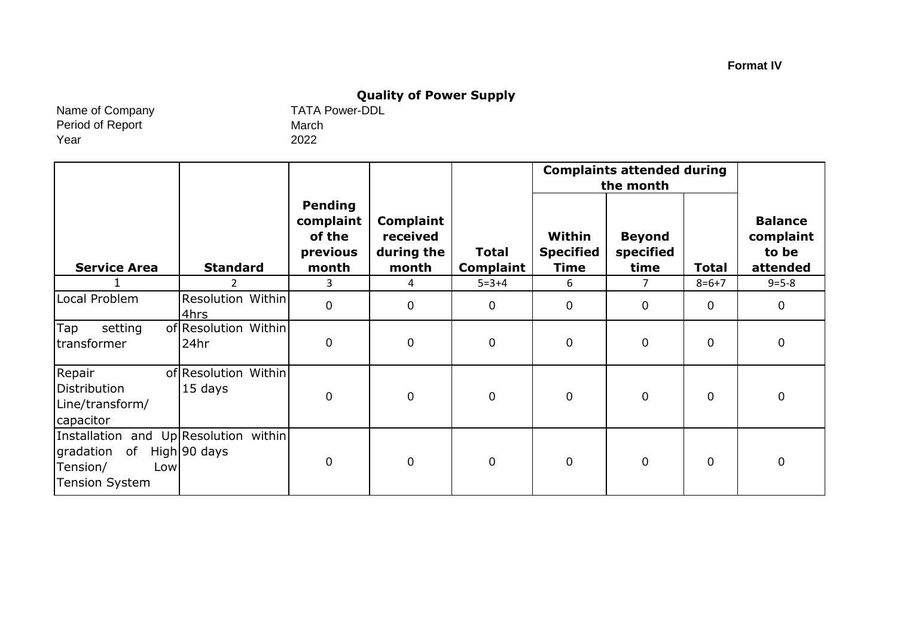**Format IV**

## Quality of Power Supply

Name of Company TATA Power-DDL
Period of Report March
Year 2022

| Service Area | Standard | Pending complaint of the previous month | Complaint received during the month | Total Complaint | Complaints attended during the month | | | Balance complaint to be attended |
|---|---|---|---|---|---|---|---|---|
| | | | | | Within Specified Time | Beyond specified time | Total | |
| 1 | 2 | 3 | 4 | 5=3+4 | 6 | 7 | 8=6+7 | 9=5-8 |
| Local Problem | Resolution Within 4hrs | 0 | 0 | 0 | 0 | 0 | 0 | 0 |
| Tap setting of transformer | Resolution Within 24hr | 0 | 0 | 0 | 0 | 0 | 0 | 0 |
| Repair of Distribution Line/transform/ capacitor | Resolution Within 15 days | 0 | 0 | 0 | 0 | 0 | 0 | 0 |
| Installation and Up gradation of High Tension/ Low Tension System | Resolution within 90 days | 0 | 0 | 0 | 0 | 0 | 0 | 0 |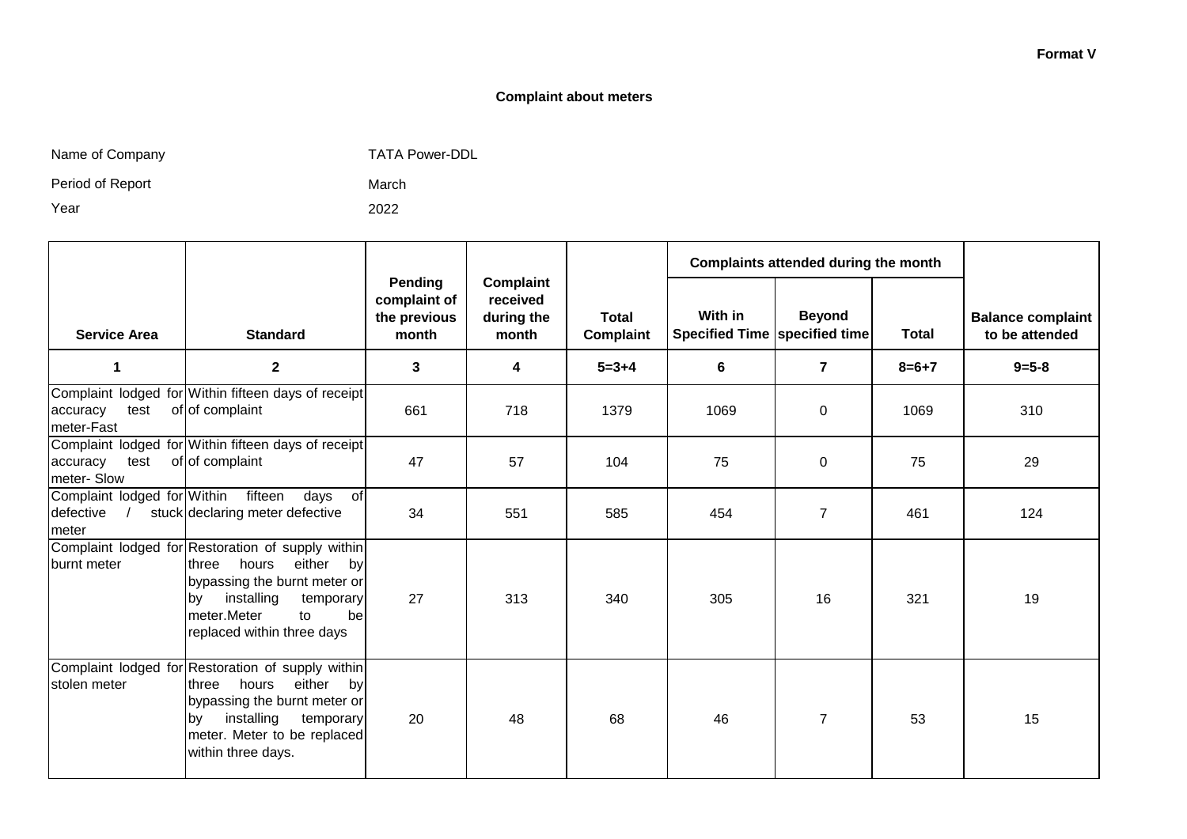**Format V**

**Complaint about meters**

Name of Company TATA Power-DDL

Period of Report March

Year 2022

| Service Area | Standard | Pending complaint of the previous month | Complaint received during the month | Total Complaint | Complaints attended during the month | | | Balance complaint to be attended |
|---|---|---|---|---|---|---|---|---|
| | | | | | With in Specified Time | Beyond specified time | Total | |
| 1 | 2 | 3 | 4 | 5=3+4 | 6 | 7 | 8=6+7 | 9=5-8 |
| Complaint lodged for accuracy test of meter-Fast | Within fifteen days of receipt of complaint | 661 | 718 | 1379 | 1069 | 0 | 1069 | 310 |
| Complaint lodged for accuracy test of meter- Slow | Within fifteen days of receipt of complaint | 47 | 57 | 104 | 75 | 0 | 75 | 29 |
| Complaint lodged for defective / stuck meter | Within fifteen days of declaring meter defective | 34 | 551 | 585 | 454 | 7 | 461 | 124 |
| Complaint lodged for burnt meter | Restoration of supply within three hours either by bypassing the burnt meter or by installing temporary meter.Meter to be replaced within three days | 27 | 313 | 340 | 305 | 16 | 321 | 19 |
| Complaint lodged for stolen meter | Restoration of supply within three hours either by bypassing the burnt meter or by installing temporary meter. Meter to be replaced within three days. | 20 | 48 | 68 | 46 | 7 | 53 | 15 |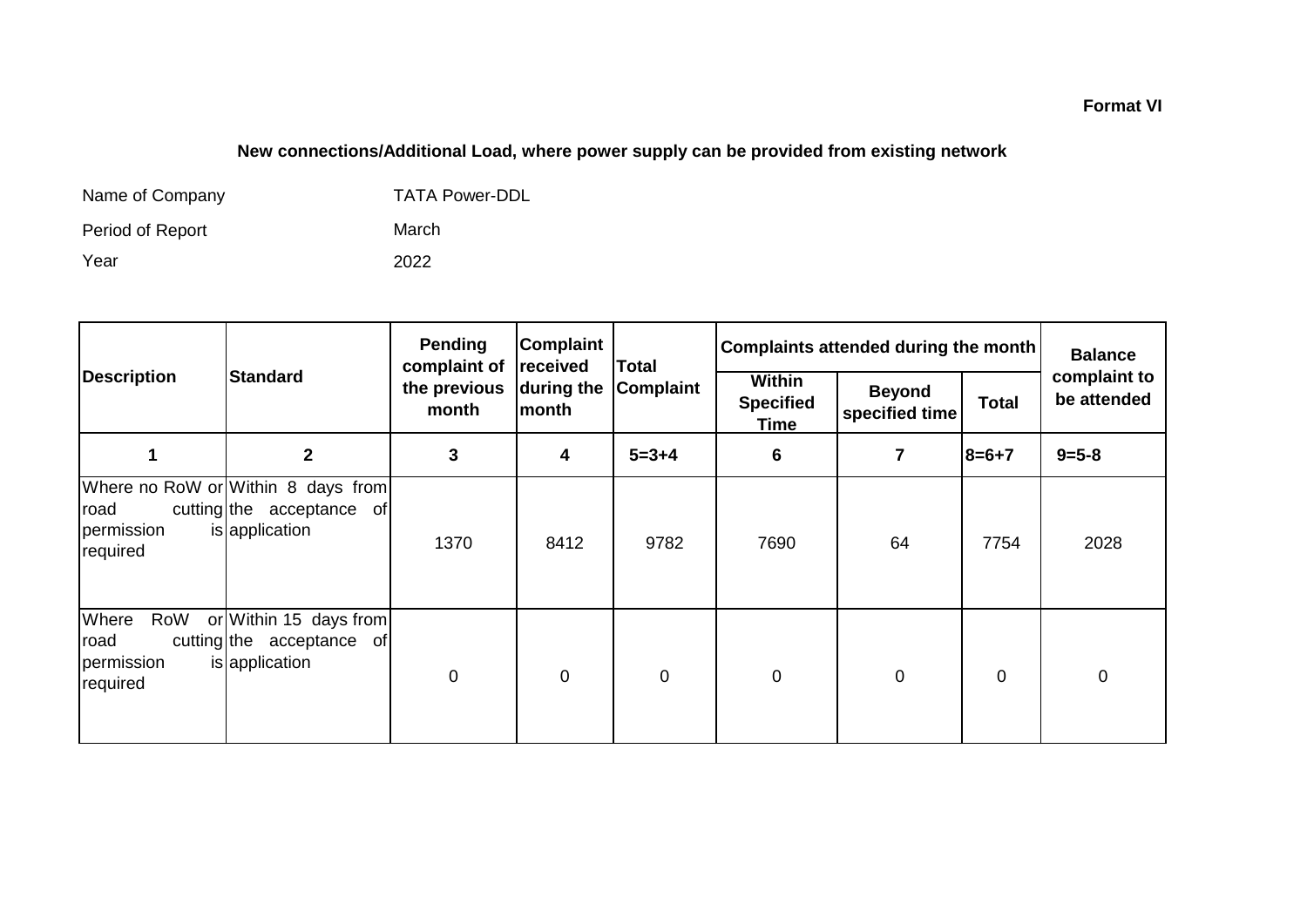**Format VI**

## New connections/Additional Load, where power supply can be provided from existing network

| | |
|---|---|
| Name of Company | TATA Power-DDL |
| Period of Report | March |
| Year | 2022 |

| Description | Standard | Pending complaint of the previous month | Complaint received during the month | Total Complaint | Complaints attended during the month | | | Balance complaint to be attended |
|---|---|---|---|---|---|---|---|---|
| | | | | | Within Specified Time | Beyond specified time | Total | |
| 1 | 2 | 3 | 4 | 5=3+4 | 6 | 7 | 8=6+7 | 9=5-8 |
| Where no RoW or road cutting permission is required | Within 8 days from the acceptance of application | 1370 | 8412 | 9782 | 7690 | 64 | 7754 | 2028 |
| Where RoW or road cutting permission is required | Within 15 days from the acceptance of application | 0 | 0 | 0 | 0 | 0 | 0 | 0 |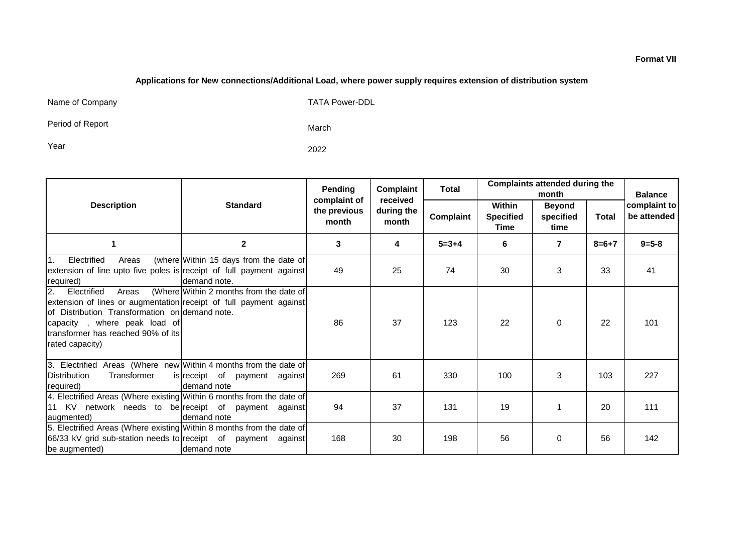**Format VII**

**Applications for New connections/Additional Load, where power supply requires extension of distribution system**

Name of Company TATA Power-DDL

Period of Report March

Year 2022

| Description | Standard | Pending complaint of the previous month | Complaint received during the month | Total | Complaints attended during the month | | | Balance complaint to be attended |
|---|---|---|---|---|---|---|---|---|
| | | | | Complaint | Within Specified Time | Beyond specified time | Total | |
| 1 | 2 | 3 | 4 | 5=3+4 | 6 | 7 | 8=6+7 | 9=5-8 |
| 1. Electrified Areas (where extension of line upto five poles is required) | Within 15 days from the date of receipt of full payment against demand note. | 49 | 25 | 74 | 30 | 3 | 33 | 41 |
| 2. Electrified Areas (Where extension of lines or augmentation of Distribution Transformation on capacity , where peak load of transformer has reached 90% of its rated capacity) | Within 2 months from the date of receipt of full payment against demand note. | 86 | 37 | 123 | 22 | 0 | 22 | 101 |
| 3. Electrified Areas (Where new Distribution Transformer is required) | Within 4 months from the date of receipt of payment against demand note | 269 | 61 | 330 | 100 | 3 | 103 | 227 |
| 4. Electrified Areas (Where existing 11 KV network needs to be augmented) | Within 6 months from the date of receipt of payment against demand note | 94 | 37 | 131 | 19 | 1 | 20 | 111 |
| 5. Electrified Areas (Where existing 66/33 kV grid sub-station needs to be augmented) | Within 8 months from the date of receipt of payment against demand note | 168 | 30 | 198 | 56 | 0 | 56 | 142 |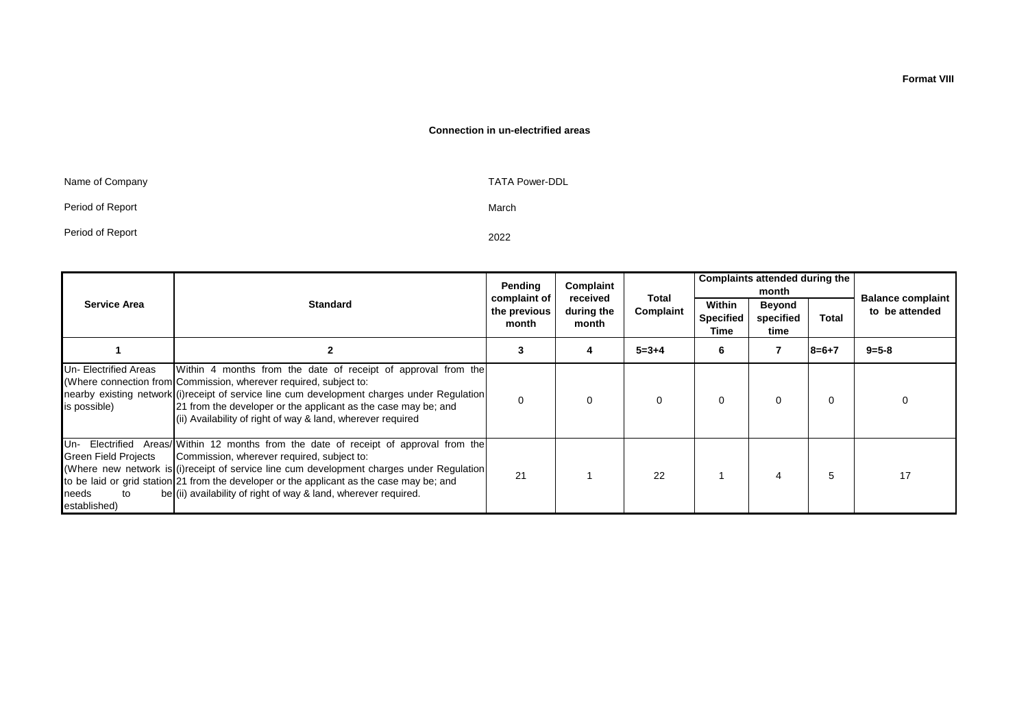**Format VIII**

## Connection in un-electrified areas

Name of Company TATA Power-DDL

Period of Report March

Period of Report 2022

| Service Area | Standard | Pending complaint of the previous month | Complaint received during the month | Total Complaint | Complaints attended during the month | | | Balance complaint to be attended |
|---|---|---|---|---|---|---|---|---|
| | | | | | Within Specified Time | Beyond specified time | Total | |
| 1 | 2 | 3 | 4 | 5=3+4 | 6 | 7 | 8=6+7 | 9=5-8 |
| Un- Electrified Areas (Where connection from nearby existing network is possible) | Within 4 months from the date of receipt of approval from the Commission, wherever required, subject to: (i)receipt of service line cum development charges under Regulation 21 from the developer or the applicant as the case may be; and (ii) Availability of right of way & land, wherever required | 0 | 0 | 0 | 0 | 0 | 0 | 0 |
| Un- Electrified Areas/ Green Field Projects (Where new network is to be laid or grid station needs to be established) | Within 12 months from the date of receipt of approval from the Commission, wherever required, subject to: (i)receipt of service line cum development charges under Regulation 21 from the developer or the applicant as the case may be; and (ii) availability of right of way & land, wherever required. | 21 | 1 | 22 | 1 | 4 | 5 | 17 |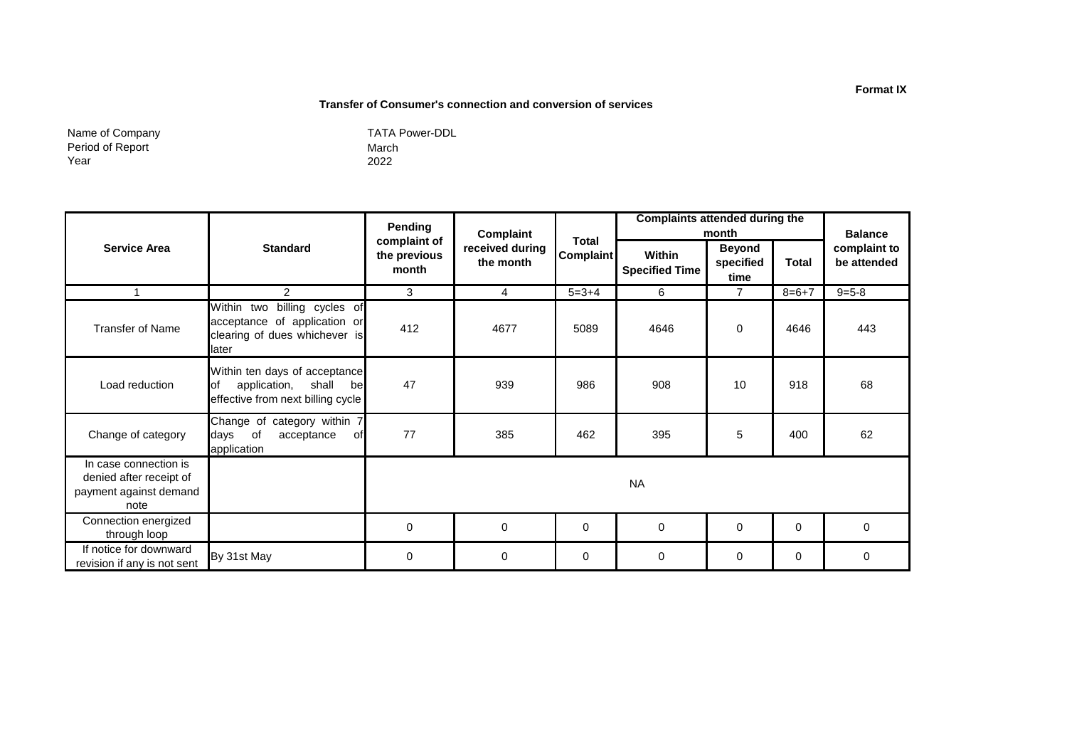**Format IX**

**Transfer of Consumer's connection and conversion of services**

Name of Company: TATA Power-DDL
Period of Report: March
Year: 2022

| Service Area | Standard | Pending complaint of the previous month | Complaint received during the month | Total Complaint | Complaints attended during the month | | | Balance complaint to be attended |
|---|---|---|---|---|---|---|---|---|
| | | | | | Within Specified Time | Beyond specified time | Total | |
| 1 | 2 | 3 | 4 | 5=3+4 | 6 | 7 | 8=6+7 | 9=5-8 |
| Transfer of Name | Within two billing cycles of acceptance of application or clearing of dues whichever is later | 412 | 4677 | 5089 | 4646 | 0 | 4646 | 443 |
| Load reduction | Within ten days of acceptance of application, shall be effective from next billing cycle | 47 | 939 | 986 | 908 | 10 | 918 | 68 |
| Change of category | Change of category within 7 days of acceptance of application | 77 | 385 | 462 | 395 | 5 | 400 | 62 |
| In case connection is denied after receipt of payment against demand note | | NA | | | | | | |
| Connection energized through loop | | 0 | 0 | 0 | 0 | 0 | 0 | 0 |
| If notice for downward revision if any is not sent | By 31st May | 0 | 0 | 0 | 0 | 0 | 0 | 0 |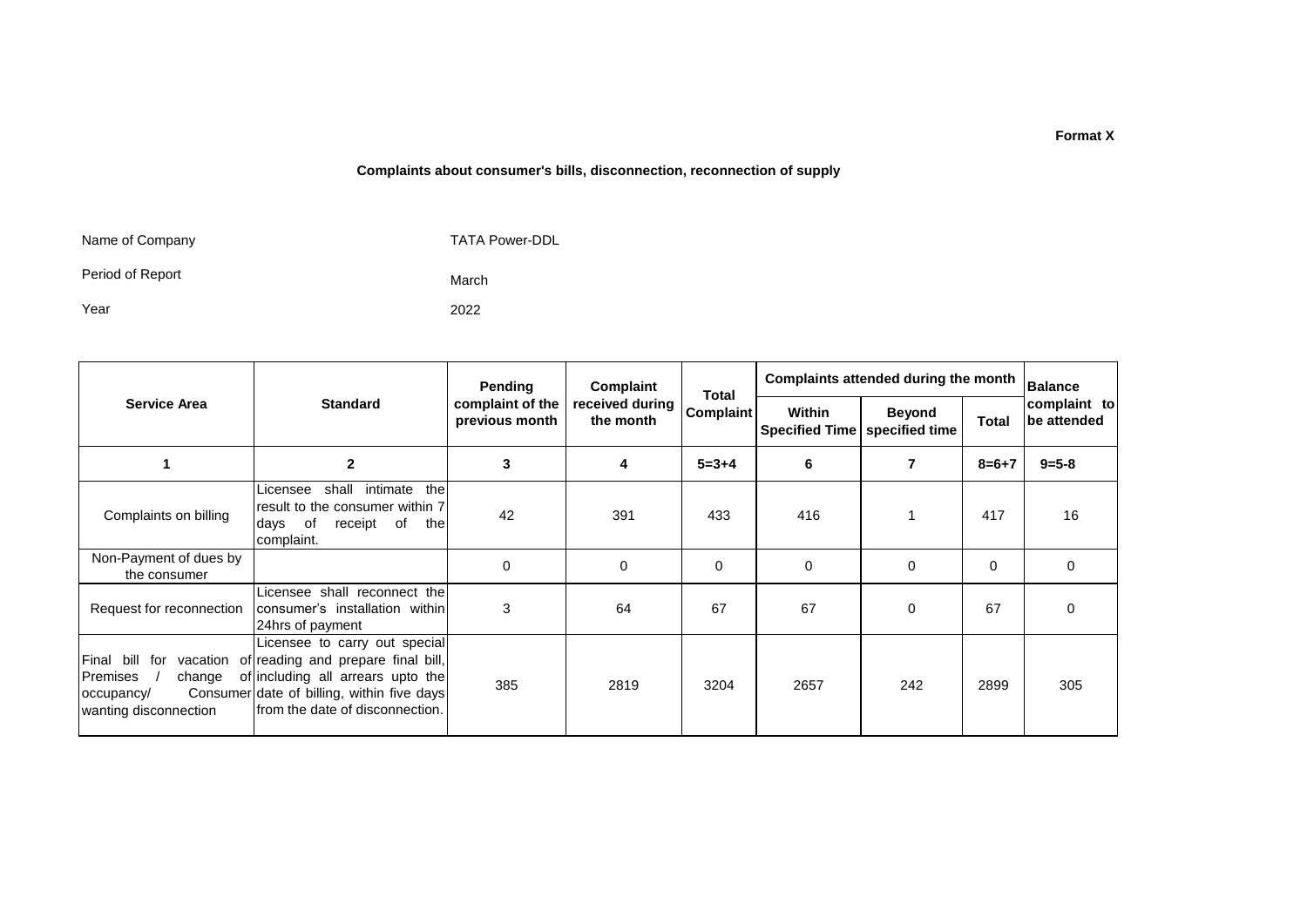**Format X**

**Complaints about consumer's bills, disconnection, reconnection of supply**

Name of Company TATA Power-DDL

Period of Report March

Year 2022

| Service Area | Standard | Pending complaint of the previous month | Complaint received during the month | Total Complaint | Complaints attended during the month | | | Balance complaint to be attended |
|---|---|---|---|---|---|---|---|---|
| | | | | | Within Specified Time | Beyond specified time | Total | |
| 1 | 2 | 3 | 4 | 5=3+4 | 6 | 7 | 8=6+7 | 9=5-8 |
| Complaints on billing | Licensee shall intimate the result to the consumer within 7 days of receipt of the complaint. | 42 | 391 | 433 | 416 | 1 | 417 | 16 |
| Non-Payment of dues by the consumer | | 0 | 0 | 0 | 0 | 0 | 0 | 0 |
| Request for reconnection | Licensee shall reconnect the consumer's installation within 24hrs of payment | 3 | 64 | 67 | 67 | 0 | 67 | 0 |
| Final bill for vacation of Premises / change of occupancy/ Consumer wanting disconnection | Licensee to carry out special reading and prepare final bill, including all arrears upto the date of billing, within five days from the date of disconnection. | 385 | 2819 | 3204 | 2657 | 242 | 2899 | 305 |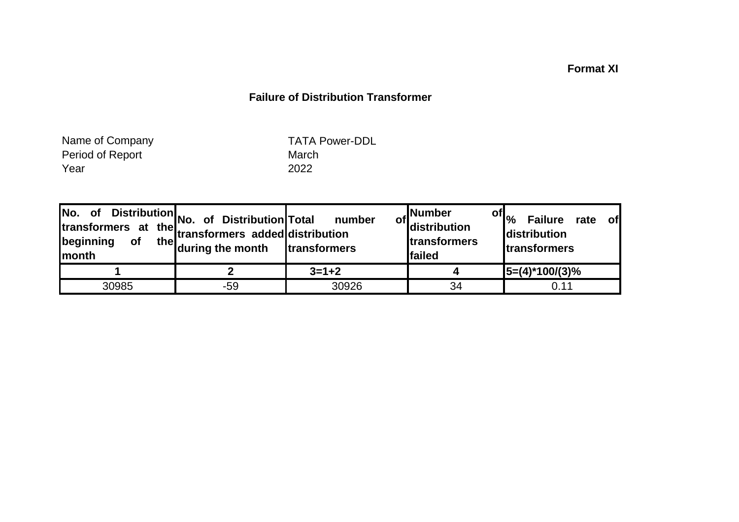**Format XI**

## Failure of Distribution Transformer

Name of Company TATA Power-DDL

Period of Report March

Year 2022

| No. of Distribution transformers at the beginning of the month | No. of Distribution transformers added during the month | Total number of distribution transformers | Number of distribution transformers failed | % Failure rate of distribution transformers |
|---|---|---|---|---|
| **1** | **2** | **3=1+2** | **4** | **5=(4)*100/(3)%** |
| 30985 | -59 | 30926 | 34 | 0.11 |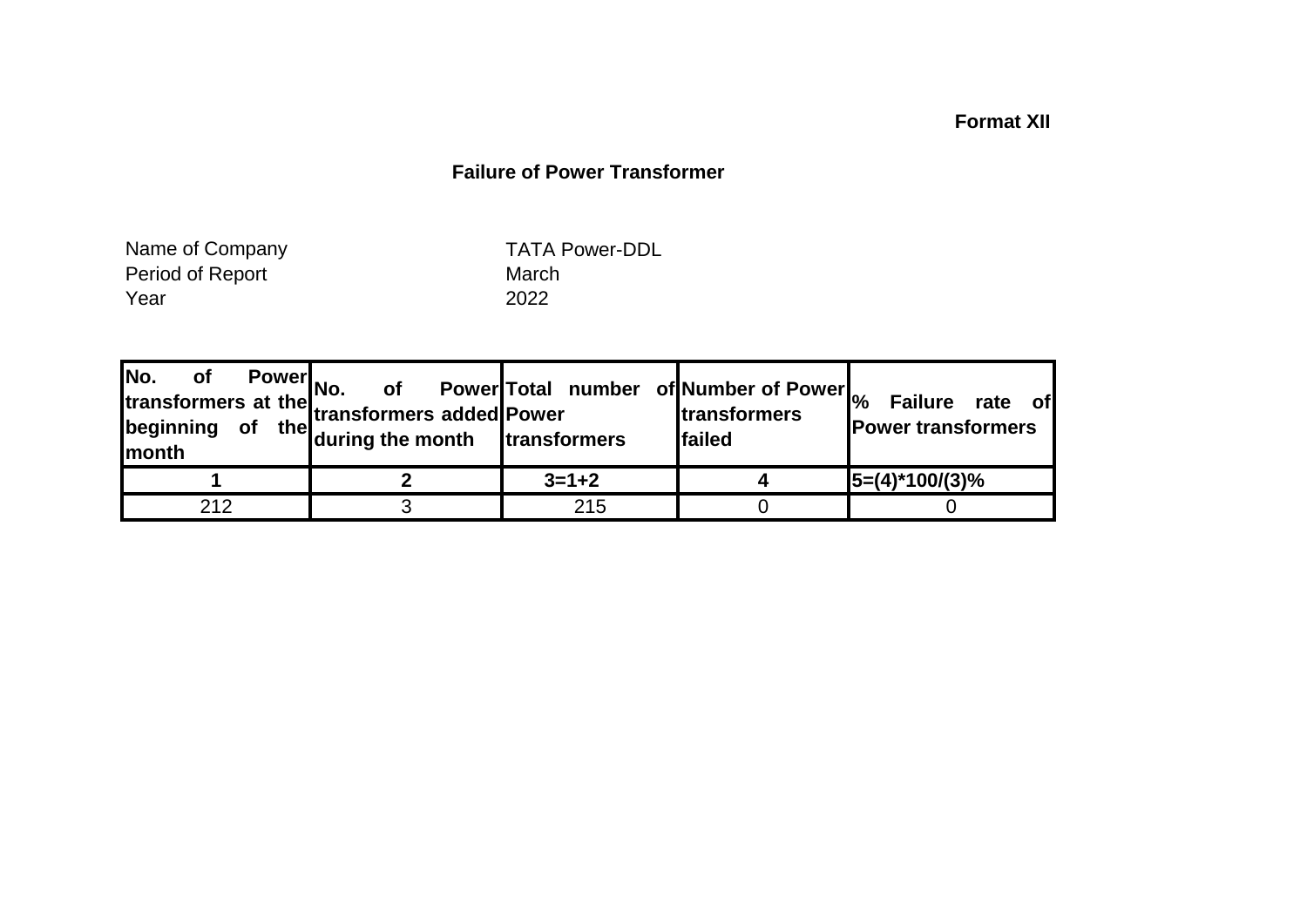**Format XII**

## Failure of Power Transformer

Name of Company TATA Power-DDL
Period of Report March
Year 2022

| No. of Power transformers at the beginning of the month | No. of Power transformers added during the month | Total number of Power transformers | Number of Power transformers failed | % Failure rate of Power transformers |
|---|---|---|---|---|
| 1 | 2 | 3=1+2 | 4 | 5=(4)*100/(3)% |
| 212 | 3 | 215 | 0 | 0 |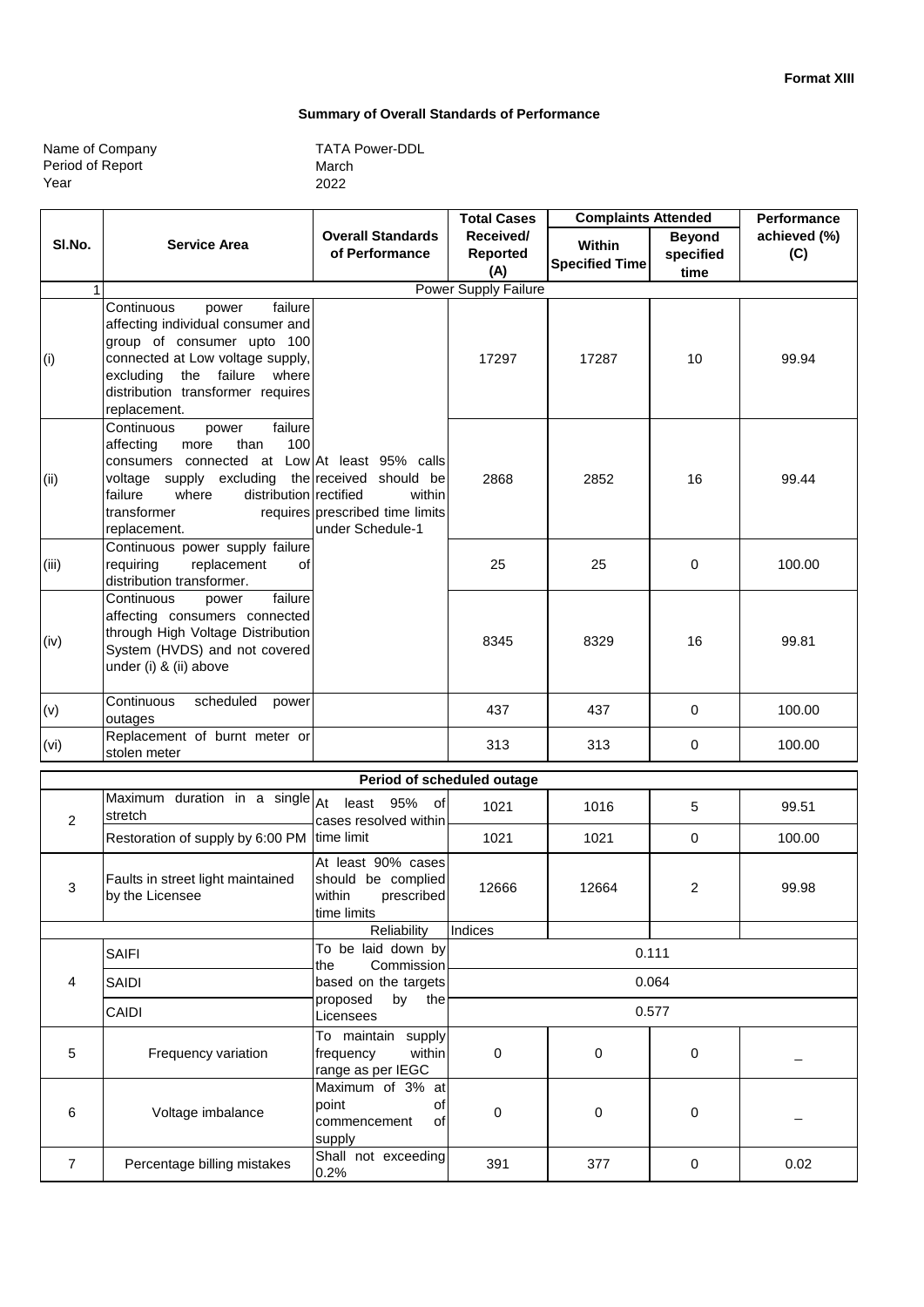**Format XIII**

## Summary of Overall Standards of Performance

Name of Company: TATA Power-DDL
Period of Report: March
Year: 2022

| Sl.No. | Service Area | Overall Standards of Performance | Total Cases Received/ Reported (A) | Complaints Attended | | Performance achieved (%) (C) |
|---|---|---|---|---|---|---|
| | | | | Within Specified Time | Beyond specified time | |
| 1 | Power Supply Failure | | | | | |
| (i) | Continuous power failure affecting individual consumer and group of consumer upto 100 connected at Low voltage supply, excluding the failure where distribution transformer requires replacement. | At least 95% calls received should be rectified within prescribed time limits under Schedule-1 | 17297 | 17287 | 10 | 99.94 |
| (ii) | Continuous power failure affecting more than 100 consumers connected at Low voltage supply excluding the failure where distribution transformer requires replacement. | | 2868 | 2852 | 16 | 99.44 |
| (iii) | Continuous power supply failure requiring replacement of distribution transformer. | | 25 | 25 | 0 | 100.00 |
| (iv) | Continuous power failure affecting consumers connected through High Voltage Distribution System (HVDS) and not covered under (i) & (ii) above | | 8345 | 8329 | 16 | 99.81 |
| (v) | Continuous scheduled power outages | | 437 | 437 | 0 | 100.00 |
| (vi) | Replacement of burnt meter or stolen meter | | 313 | 313 | 0 | 100.00 |
| | **Period of scheduled outage** | | | | | |
| 2 | Maximum duration in a single stretch | At least 95% of cases resolved within time limit | 1021 | 1016 | 5 | 99.51 |
| | Restoration of supply by 6:00 PM | | 1021 | 1021 | 0 | 100.00 |
| 3 | Faults in street light maintained by the Licensee | At least 90% cases should be complied within prescribed time limits | 12666 | 12664 | 2 | 99.98 |
| | | Reliability | Indices | | | |
| 4 | SAIFI | To be laid down by the Commission based on the targets proposed by the Licensees | 0.111 | | | |
| | SAIDI | | 0.064 | | | |
| | CAIDI | | 0.577 | | | |
| 5 | Frequency variation | To maintain supply frequency within range as per IEGC | 0 | 0 | 0 | _ |
| 6 | Voltage imbalance | Maximum of 3% at point of commencement of supply | 0 | 0 | 0 | _ |
| 7 | Percentage billing mistakes | Shall not exceeding 0.2% | 391 | 377 | 0 | 0.02 |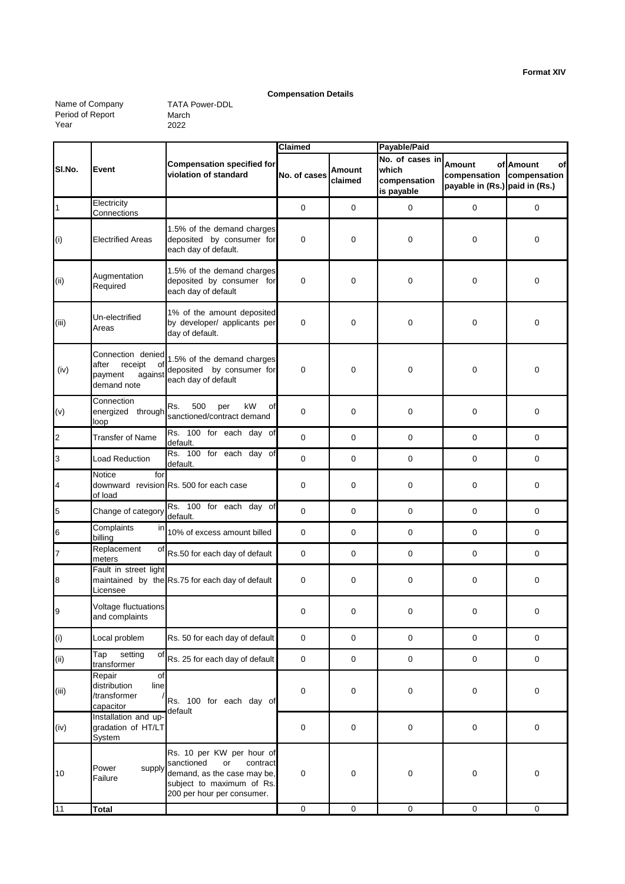**Format XIV**

**Compensation Details**

Name of Company TATA Power-DDL
Period of Report March
Year 2022

| Sl.No. | Event | Compensation specified for violation of standard | Claimed | | Payable/Paid | | |
|---|---|---|---|---|---|---|---|
| | | | No. of cases | Amount claimed | No. of cases in which compensation is payable | Amount of compensation payable in (Rs.) | Amount of compensation paid in (Rs.) |
| 1 | Electricity Connections | | 0 | 0 | 0 | 0 | 0 |
| (i) | Electrified Areas | 1.5% of the demand charges deposited by consumer for each day of default. | 0 | 0 | 0 | 0 | 0 |
| (ii) | Augmentation Required | 1.5% of the demand charges deposited by consumer for each day of default | 0 | 0 | 0 | 0 | 0 |
| (iii) | Un-electrified Areas | 1% of the amount deposited by developer/ applicants per day of default. | 0 | 0 | 0 | 0 | 0 |
| (iv) | Connection denied after receipt of payment against demand note | 1.5% of the demand charges deposited by consumer for each day of default | 0 | 0 | 0 | 0 | 0 |
| (v) | Connection energized through loop | Rs. 500 per kW of sanctioned/contract demand | 0 | 0 | 0 | 0 | 0 |
| 2 | Transfer of Name | Rs. 100 for each day of default. | 0 | 0 | 0 | 0 | 0 |
| 3 | Load Reduction | Rs. 100 for each day of default. | 0 | 0 | 0 | 0 | 0 |
| 4 | Notice for downward revision of load | Rs. 500 for each case | 0 | 0 | 0 | 0 | 0 |
| 5 | Change of category | Rs. 100 for each day of default. | 0 | 0 | 0 | 0 | 0 |
| 6 | Complaints in billing | 10% of excess amount billed | 0 | 0 | 0 | 0 | 0 |
| 7 | Replacement of meters | Rs.50 for each day of default | 0 | 0 | 0 | 0 | 0 |
| 8 | Fault in street light maintained by the Licensee | Rs.75 for each day of default | 0 | 0 | 0 | 0 | 0 |
| 9 | Voltage fluctuations and complaints | | 0 | 0 | 0 | 0 | 0 |
| (i) | Local problem | Rs. 50 for each day of default | 0 | 0 | 0 | 0 | 0 |
| (ii) | Tap setting of transformer | Rs. 25 for each day of default | 0 | 0 | 0 | 0 | 0 |
| (iii) | Repair of distribution line /transformer / capacitor | Rs. 100 for each day of default | 0 | 0 | 0 | 0 | 0 |
| (iv) | Installation and up-gradation of HT/LT System | | 0 | 0 | 0 | 0 | 0 |
| 10 | Power supply Failure | Rs. 10 per KW per hour of sanctioned or contract demand, as the case may be, subject to maximum of Rs. 200 per hour per consumer. | 0 | 0 | 0 | 0 | 0 |
| 11 | **Total** | | 0 | 0 | 0 | 0 | 0 |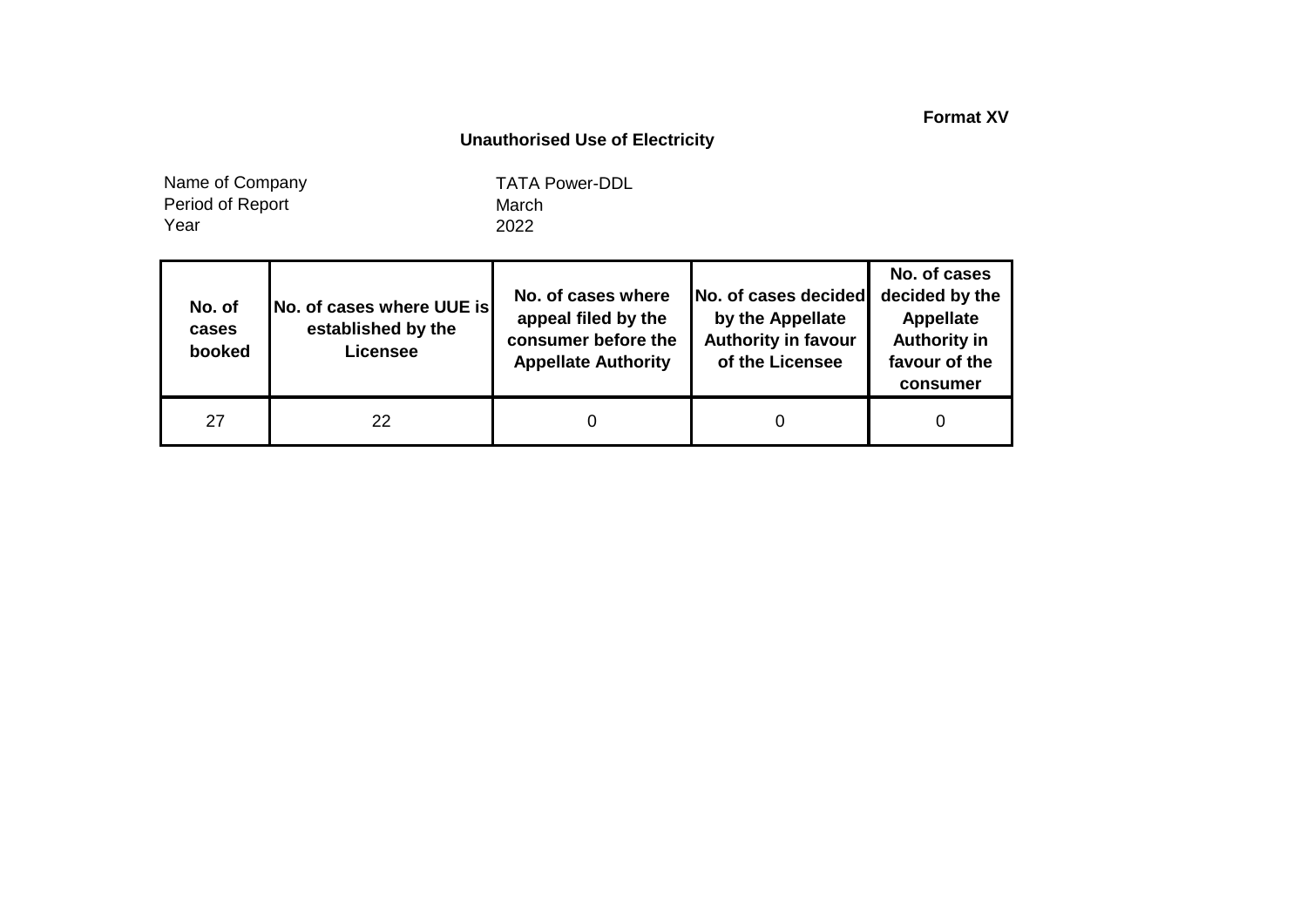**Format XV**

## Unauthorised Use of Electricity

Name of Company TATA Power-DDL
Period of Report March
Year 2022

| No. of cases booked | No. of cases where UUE is established by the Licensee | No. of cases where appeal filed by the consumer before the Appellate Authority | No. of cases decided by the Appellate Authority in favour of the Licensee | No. of cases decided by the Appellate Authority in favour of the consumer |
|---|---|---|---|---|
| 27 | 22 | 0 | 0 | 0 |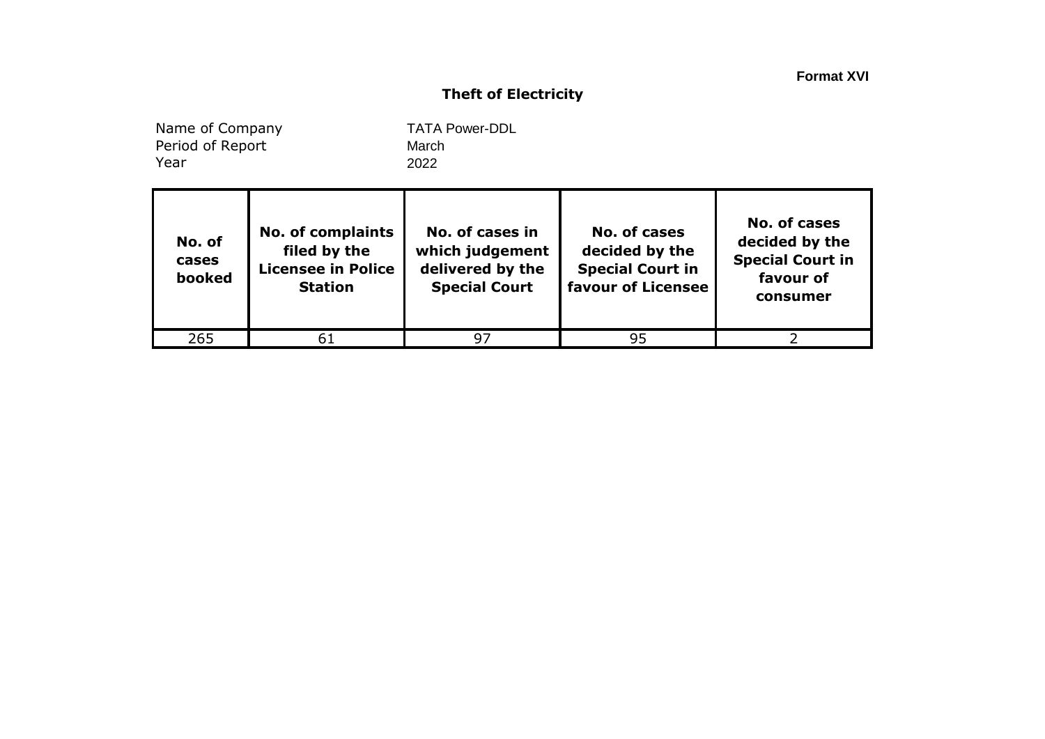Format XVI

## Theft of Electricity

Name of Company TATA Power-DDL
Period of Report March
Year 2022

| No. of cases booked | No. of complaints filed by the Licensee in Police Station | No. of cases in which judgement delivered by the Special Court | No. of cases decided by the Special Court in favour of Licensee | No. of cases decided by the Special Court in favour of consumer |
|---|---|---|---|---|
| 265 | 61 | 97 | 95 | 2 |